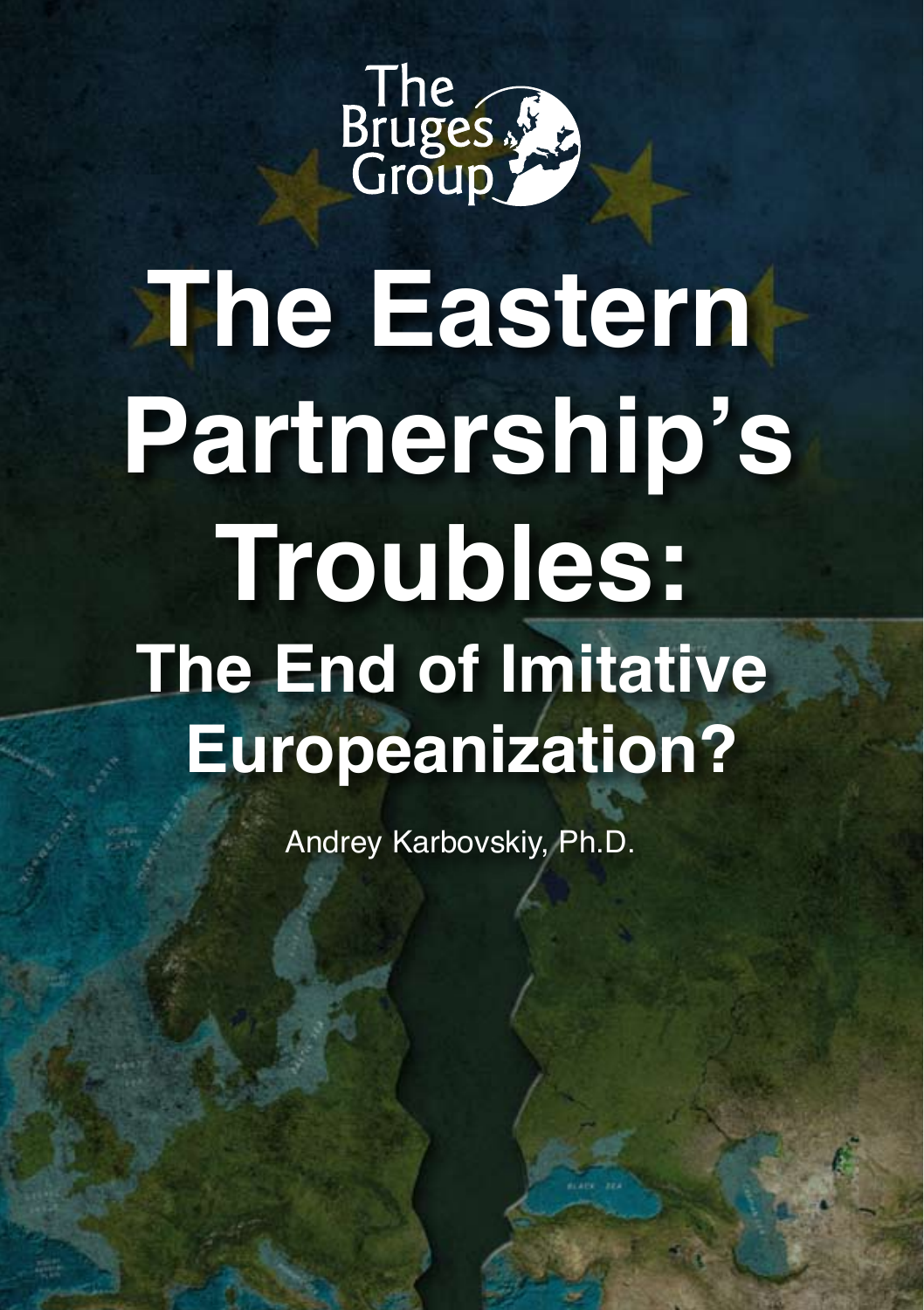The Bruges Group

# The Eastern Partnership's Troubles:

## The End of Imitative Europeanization?

Andrey Karbovskiy, Ph.D.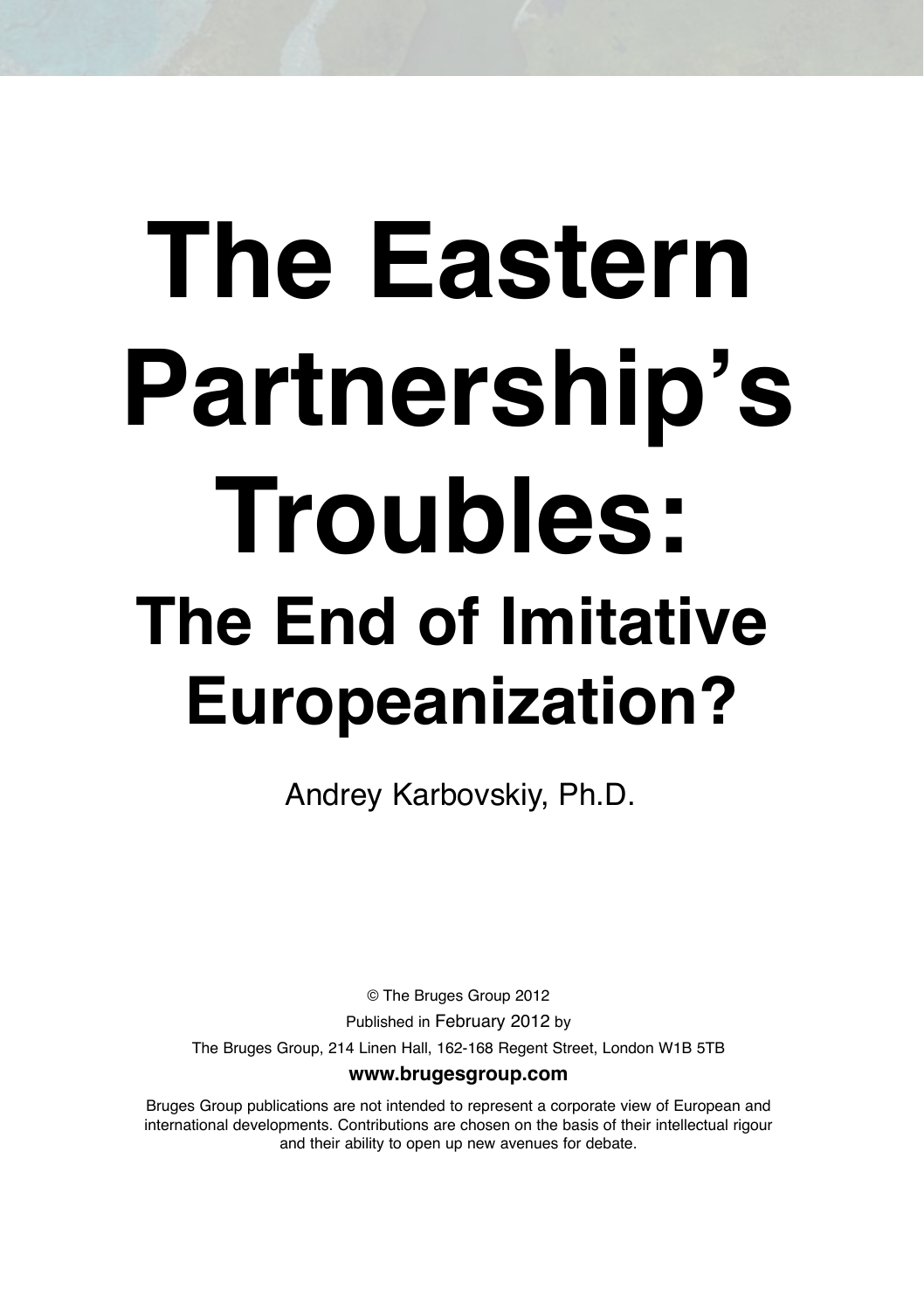# The Eastern Partnership's Troubles:

## The End of Imitative Europeanization?

Andrey Karbovskiy, Ph.D.

© The Bruges Group 2012

Published in February 2012 by

The Bruges Group, 214 Linen Hall, 162-168 Regent Street, London W1B 5TB

**www.brugesgroup.com**

Bruges Group publications are not intended to represent a corporate view of European and international developments. Contributions are chosen on the basis of their intellectual rigour and their ability to open up new avenues for debate.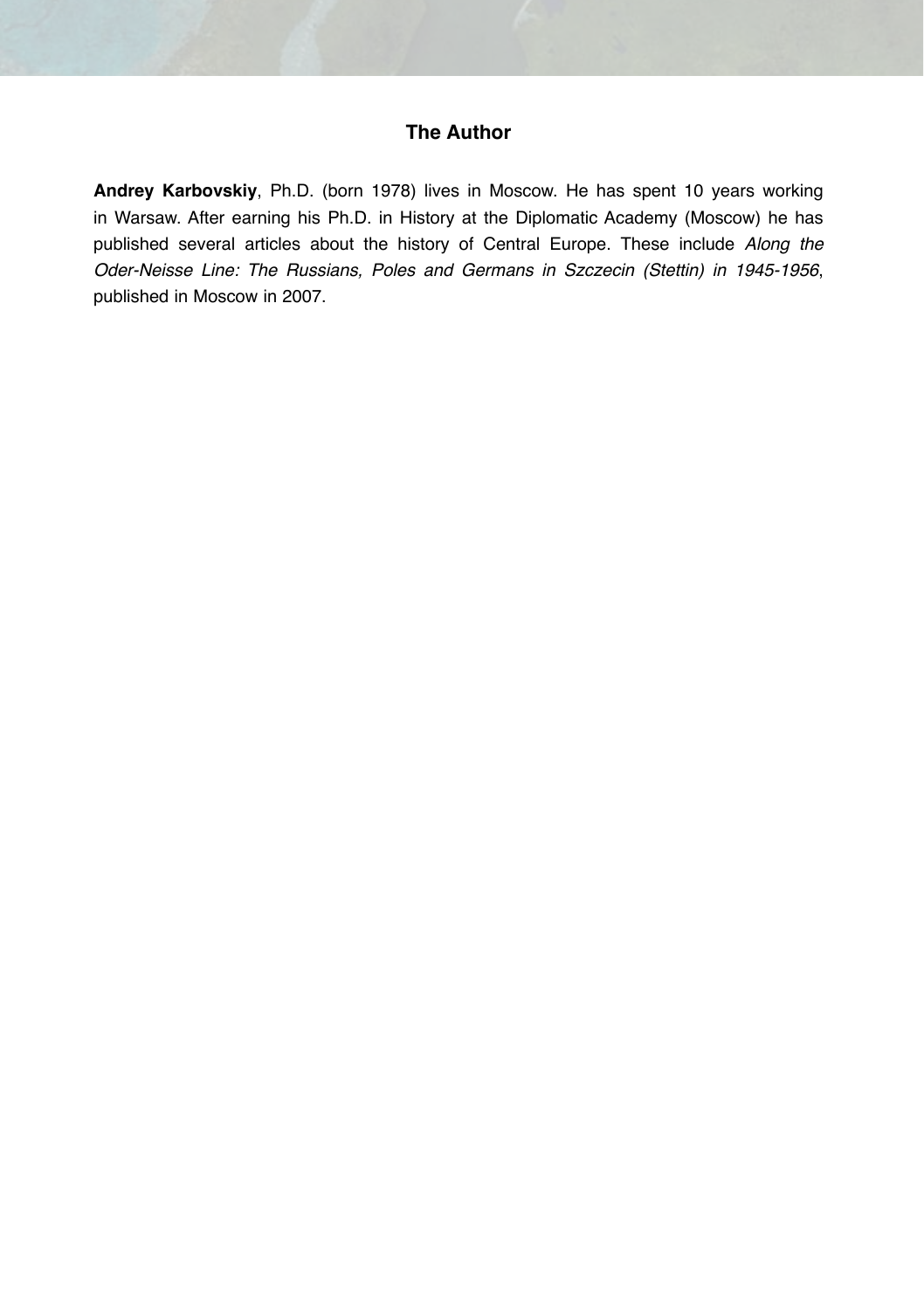## The Author

**Andrey Karbovskiy**, Ph.D. (born 1978) lives in Moscow. He has spent 10 years working in Warsaw. After earning his Ph.D. in History at the Diplomatic Academy (Moscow) he has published several articles about the history of Central Europe. These include *Along the Oder-Neisse Line: The Russians, Poles and Germans in Szczecin (Stettin) in 1945-1956*, published in Moscow in 2007.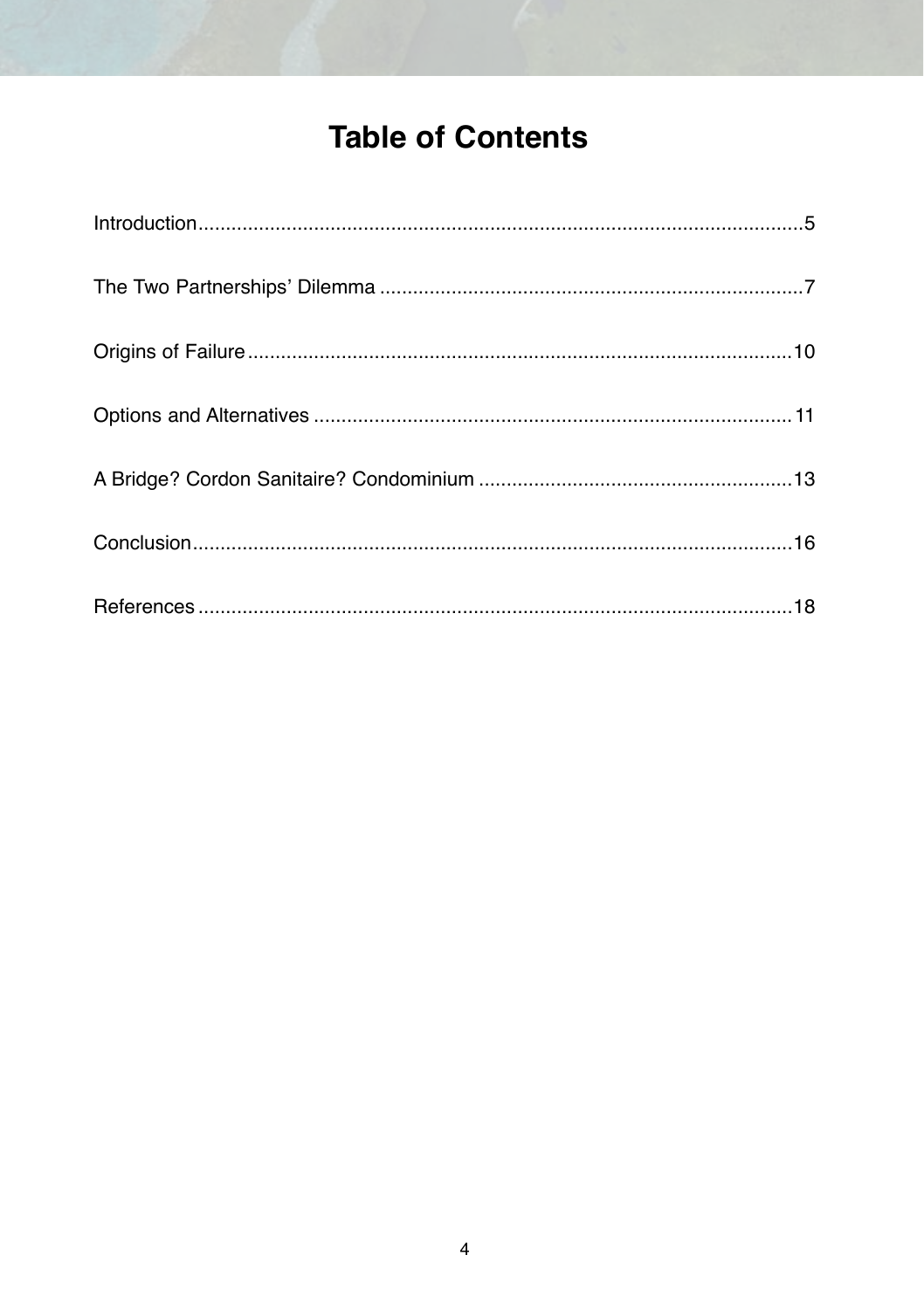# Table of Contents

Introduction..........5

The Two Partnerships' Dilemma..........7

Origins of Failure..........10

Options and Alternatives..........11

A Bridge? Cordon Sanitaire? Condominium..........13

Conclusion..........16

References..........18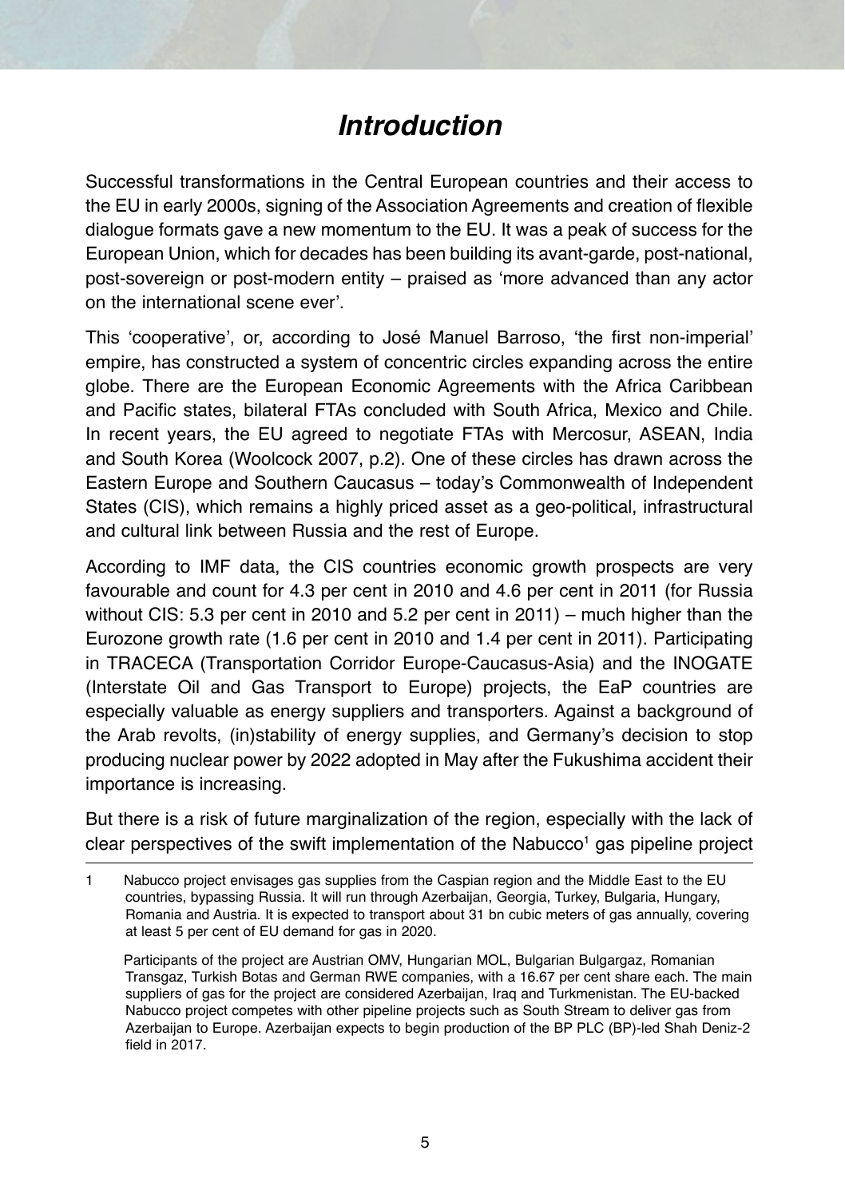# *Introduction*

Successful transformations in the Central European countries and their access to the EU in early 2000s, signing of the Association Agreements and creation of flexible dialogue formats gave a new momentum to the EU. It was a peak of success for the European Union, which for decades has been building its avant-garde, post-national, post-sovereign or post-modern entity – praised as 'more advanced than any actor on the international scene ever'.

This 'cooperative', or, according to José Manuel Barroso, 'the first non-imperial' empire, has constructed a system of concentric circles expanding across the entire globe. There are the European Economic Agreements with the Africa Caribbean and Pacific states, bilateral FTAs concluded with South Africa, Mexico and Chile. In recent years, the EU agreed to negotiate FTAs with Mercosur, ASEAN, India and South Korea (Woolcock 2007, p.2). One of these circles has drawn across the Eastern Europe and Southern Caucasus – today's Commonwealth of Independent States (CIS), which remains a highly priced asset as a geo-political, infrastructural and cultural link between Russia and the rest of Europe.

According to IMF data, the CIS countries economic growth prospects are very favourable and count for 4.3 per cent in 2010 and 4.6 per cent in 2011 (for Russia without CIS: 5.3 per cent in 2010 and 5.2 per cent in 2011) – much higher than the Eurozone growth rate (1.6 per cent in 2010 and 1.4 per cent in 2011). Participating in TRACECA (Transportation Corridor Europe-Caucasus-Asia) and the INOGATE (Interstate Oil and Gas Transport to Europe) projects, the EaP countries are especially valuable as energy suppliers and transporters. Against a background of the Arab revolts, (in)stability of energy supplies, and Germany's decision to stop producing nuclear power by 2022 adopted in May after the Fukushima accident their importance is increasing.

But there is a risk of future marginalization of the region, especially with the lack of clear perspectives of the swift implementation of the Nabucco[1] gas pipeline project

---

1 Nabucco project envisages gas supplies from the Caspian region and the Middle East to the EU countries, bypassing Russia. It will run through Azerbaijan, Georgia, Turkey, Bulgaria, Hungary, Romania and Austria. It is expected to transport about 31 bn cubic meters of gas annually, covering at least 5 per cent of EU demand for gas in 2020.

Participants of the project are Austrian OMV, Hungarian MOL, Bulgarian Bulgargaz, Romanian Transgaz, Turkish Botas and German RWE companies, with a 16.67 per cent share each. The main suppliers of gas for the project are considered Azerbaijan, Iraq and Turkmenistan. The EU-backed Nabucco project competes with other pipeline projects such as South Stream to deliver gas from Azerbaijan to Europe. Azerbaijan expects to begin production of the BP PLC (BP)-led Shah Deniz-2 field in 2017.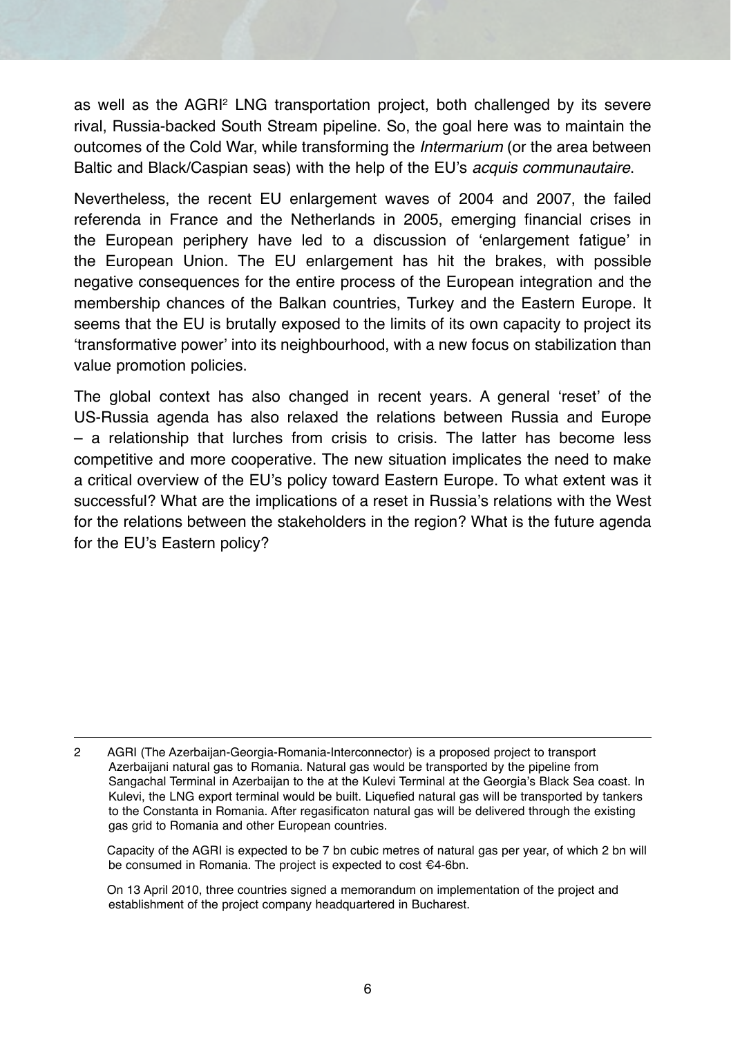as well as the AGRI[2] LNG transportation project, both challenged by its severe rival, Russia-backed South Stream pipeline. So, the goal here was to maintain the outcomes of the Cold War, while transforming the *Intermarium* (or the area between Baltic and Black/Caspian seas) with the help of the EU's *acquis communautaire*.

Nevertheless, the recent EU enlargement waves of 2004 and 2007, the failed referenda in France and the Netherlands in 2005, emerging financial crises in the European periphery have led to a discussion of 'enlargement fatigue' in the European Union. The EU enlargement has hit the brakes, with possible negative consequences for the entire process of the European integration and the membership chances of the Balkan countries, Turkey and the Eastern Europe. It seems that the EU is brutally exposed to the limits of its own capacity to project its 'transformative power' into its neighbourhood, with a new focus on stabilization than value promotion policies.

The global context has also changed in recent years. A general 'reset' of the US-Russia agenda has also relaxed the relations between Russia and Europe – a relationship that lurches from crisis to crisis. The latter has become less competitive and more cooperative. The new situation implicates the need to make a critical overview of the EU's policy toward Eastern Europe. To what extent was it successful? What are the implications of a reset in Russia's relations with the West for the relations between the stakeholders in the region? What is the future agenda for the EU's Eastern policy?

---

2 AGRI (The Azerbaijan-Georgia-Romania-Interconnector) is a proposed project to transport Azerbaijani natural gas to Romania. Natural gas would be transported by the pipeline from Sangachal Terminal in Azerbaijan to the at the Kulevi Terminal at the Georgia's Black Sea coast. In Kulevi, the LNG export terminal would be built. Liquefied natural gas will be transported by tankers to the Constanta in Romania. After regasificaton natural gas will be delivered through the existing gas grid to Romania and other European countries.

Capacity of the AGRI is expected to be 7 bn cubic metres of natural gas per year, of which 2 bn will be consumed in Romania. The project is expected to cost €4-6bn.

On 13 April 2010, three countries signed a memorandum on implementation of the project and establishment of the project company headquartered in Bucharest.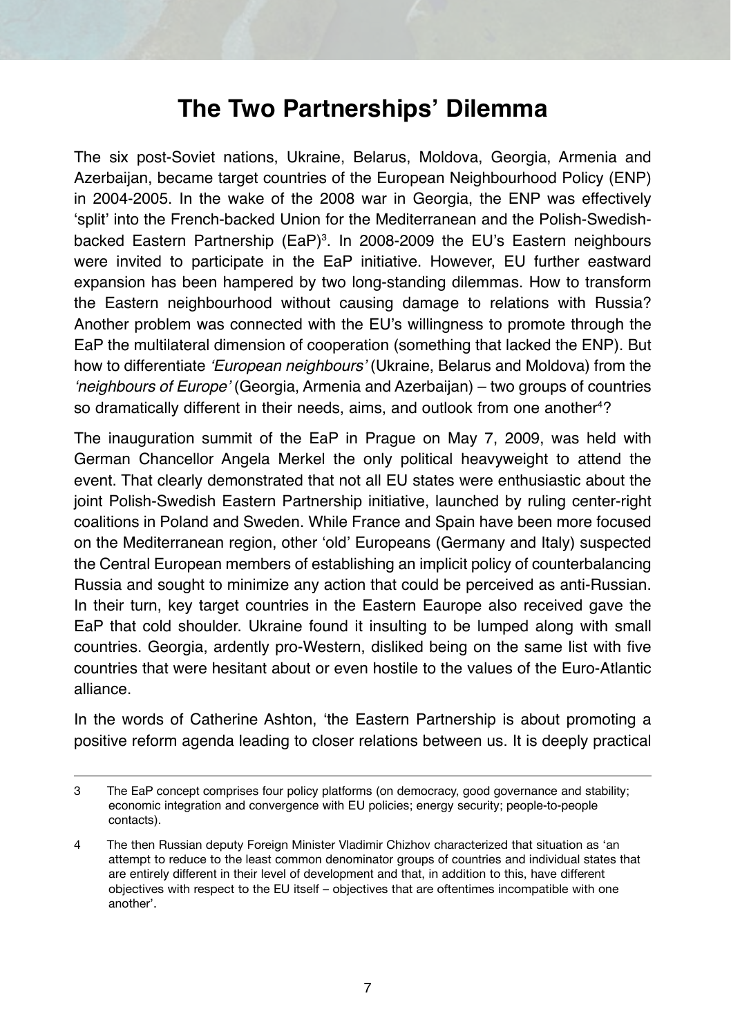# The Two Partnerships' Dilemma

The six post-Soviet nations, Ukraine, Belarus, Moldova, Georgia, Armenia and Azerbaijan, became target countries of the European Neighbourhood Policy (ENP) in 2004-2005. In the wake of the 2008 war in Georgia, the ENP was effectively 'split' into the French-backed Union for the Mediterranean and the Polish-Swedish-backed Eastern Partnership (EaP)[3]. In 2008-2009 the EU's Eastern neighbours were invited to participate in the EaP initiative. However, EU further eastward expansion has been hampered by two long-standing dilemmas. How to transform the Eastern neighbourhood without causing damage to relations with Russia? Another problem was connected with the EU's willingness to promote through the EaP the multilateral dimension of cooperation (something that lacked the ENP). But how to differentiate *'European neighbours'* (Ukraine, Belarus and Moldova) from the *'neighbours of Europe'* (Georgia, Armenia and Azerbaijan) – two groups of countries so dramatically different in their needs, aims, and outlook from one another[4]?

The inauguration summit of the EaP in Prague on May 7, 2009, was held with German Chancellor Angela Merkel the only political heavyweight to attend the event. That clearly demonstrated that not all EU states were enthusiastic about the joint Polish-Swedish Eastern Partnership initiative, launched by ruling center-right coalitions in Poland and Sweden. While France and Spain have been more focused on the Mediterranean region, other 'old' Europeans (Germany and Italy) suspected the Central European members of establishing an implicit policy of counterbalancing Russia and sought to minimize any action that could be perceived as anti-Russian. In their turn, key target countries in the Eastern Eaurope also received gave the EaP that cold shoulder. Ukraine found it insulting to be lumped along with small countries. Georgia, ardently pro-Western, disliked being on the same list with five countries that were hesitant about or even hostile to the values of the Euro-Atlantic alliance.

In the words of Catherine Ashton, 'the Eastern Partnership is about promoting a positive reform agenda leading to closer relations between us. It is deeply practical

---

3 The EaP concept comprises four policy platforms (on democracy, good governance and stability; economic integration and convergence with EU policies; energy security; people-to-people contacts).

4 The then Russian deputy Foreign Minister Vladimir Chizhov characterized that situation as 'an attempt to reduce to the least common denominator groups of countries and individual states that are entirely different in their level of development and that, in addition to this, have different objectives with respect to the EU itself – objectives that are oftentimes incompatible with one another'.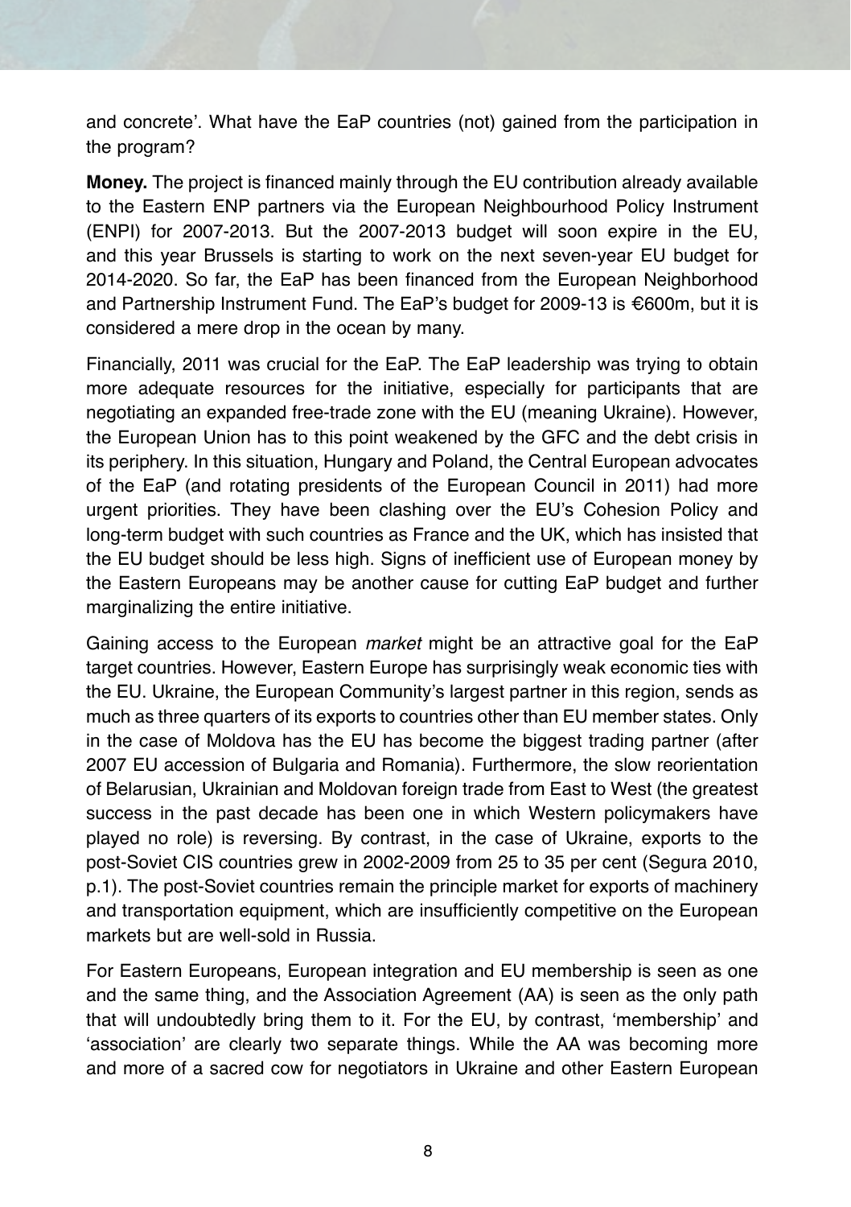and concrete'. What have the EaP countries (not) gained from the participation in the program?

**Money.** The project is financed mainly through the EU contribution already available to the Eastern ENP partners via the European Neighbourhood Policy Instrument (ENPI) for 2007-2013. But the 2007-2013 budget will soon expire in the EU, and this year Brussels is starting to work on the next seven-year EU budget for 2014-2020. So far, the EaP has been financed from the European Neighborhood and Partnership Instrument Fund. The EaP's budget for 2009-13 is €600m, but it is considered a mere drop in the ocean by many.

Financially, 2011 was crucial for the EaP. The EaP leadership was trying to obtain more adequate resources for the initiative, especially for participants that are negotiating an expanded free-trade zone with the EU (meaning Ukraine). However, the European Union has to this point weakened by the GFC and the debt crisis in its periphery. In this situation, Hungary and Poland, the Central European advocates of the EaP (and rotating presidents of the European Council in 2011) had more urgent priorities. They have been clashing over the EU's Cohesion Policy and long-term budget with such countries as France and the UK, which has insisted that the EU budget should be less high. Signs of inefficient use of European money by the Eastern Europeans may be another cause for cutting EaP budget and further marginalizing the entire initiative.

Gaining access to the European *market* might be an attractive goal for the EaP target countries. However, Eastern Europe has surprisingly weak economic ties with the EU. Ukraine, the European Community's largest partner in this region, sends as much as three quarters of its exports to countries other than EU member states. Only in the case of Moldova has the EU has become the biggest trading partner (after 2007 EU accession of Bulgaria and Romania). Furthermore, the slow reorientation of Belarusian, Ukrainian and Moldovan foreign trade from East to West (the greatest success in the past decade has been one in which Western policymakers have played no role) is reversing. By contrast, in the case of Ukraine, exports to the post-Soviet CIS countries grew in 2002-2009 from 25 to 35 per cent (Segura 2010, p.1). The post-Soviet countries remain the principle market for exports of machinery and transportation equipment, which are insufficiently competitive on the European markets but are well-sold in Russia.

For Eastern Europeans, European integration and EU membership is seen as one and the same thing, and the Association Agreement (AA) is seen as the only path that will undoubtedly bring them to it. For the EU, by contrast, 'membership' and 'association' are clearly two separate things. While the AA was becoming more and more of a sacred cow for negotiators in Ukraine and other Eastern European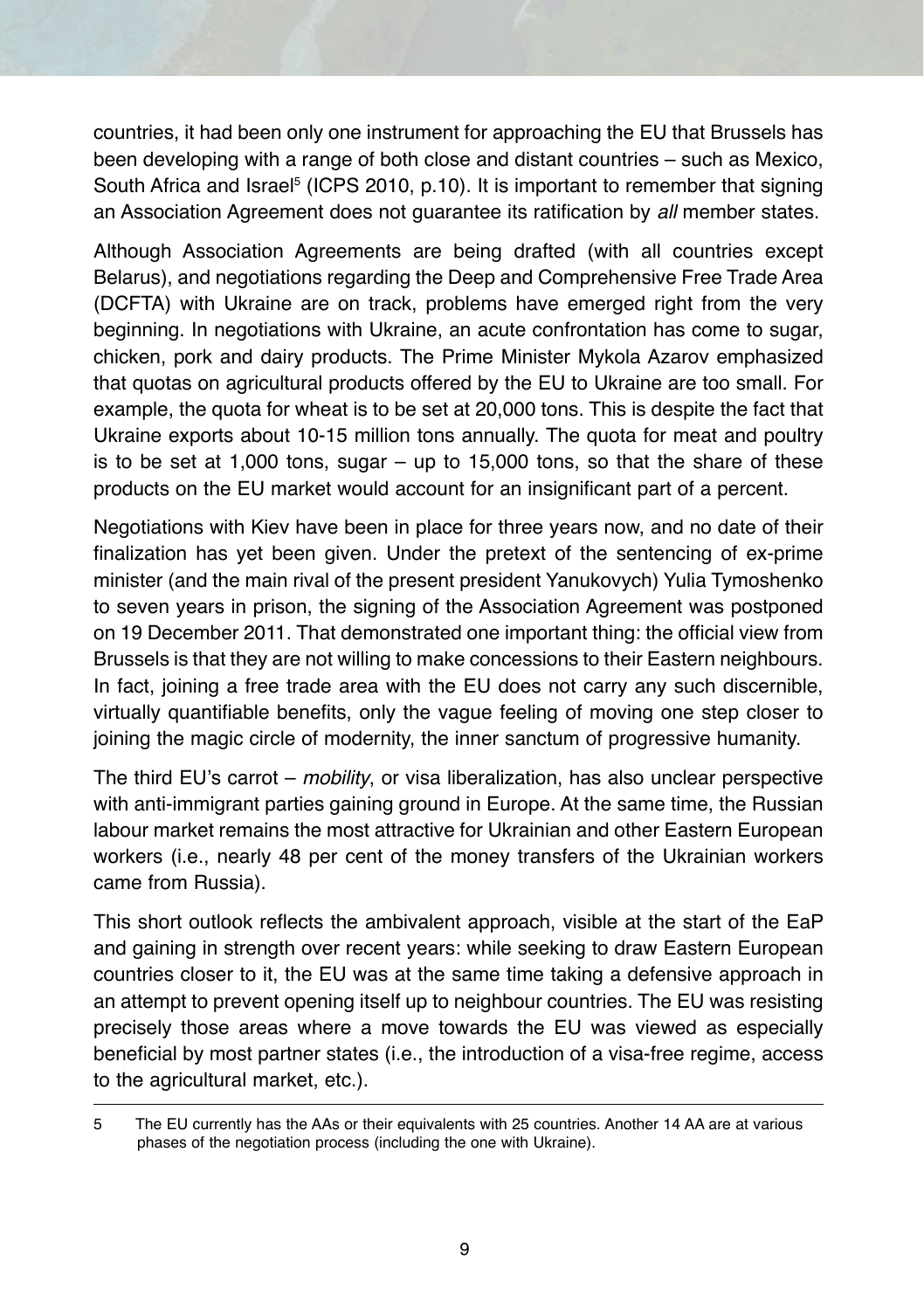countries, it had been only one instrument for approaching the EU that Brussels has been developing with a range of both close and distant countries – such as Mexico, South Africa and Israel[5] (ICPS 2010, p.10). It is important to remember that signing an Association Agreement does not guarantee its ratification by *all* member states.

Although Association Agreements are being drafted (with all countries except Belarus), and negotiations regarding the Deep and Comprehensive Free Trade Area (DCFTA) with Ukraine are on track, problems have emerged right from the very beginning. In negotiations with Ukraine, an acute confrontation has come to sugar, chicken, pork and dairy products. The Prime Minister Mykola Azarov emphasized that quotas on agricultural products offered by the EU to Ukraine are too small. For example, the quota for wheat is to be set at 20,000 tons. This is despite the fact that Ukraine exports about 10-15 million tons annually. The quota for meat and poultry is to be set at 1,000 tons, sugar – up to 15,000 tons, so that the share of these products on the EU market would account for an insignificant part of a percent.

Negotiations with Kiev have been in place for three years now, and no date of their finalization has yet been given. Under the pretext of the sentencing of ex-prime minister (and the main rival of the present president Yanukovych) Yulia Tymoshenko to seven years in prison, the signing of the Association Agreement was postponed on 19 December 2011. That demonstrated one important thing: the official view from Brussels is that they are not willing to make concessions to their Eastern neighbours. In fact, joining a free trade area with the EU does not carry any such discernible, virtually quantifiable benefits, only the vague feeling of moving one step closer to joining the magic circle of modernity, the inner sanctum of progressive humanity.

The third EU's carrot – *mobility*, or visa liberalization, has also unclear perspective with anti-immigrant parties gaining ground in Europe. At the same time, the Russian labour market remains the most attractive for Ukrainian and other Eastern European workers (i.e., nearly 48 per cent of the money transfers of the Ukrainian workers came from Russia).

This short outlook reflects the ambivalent approach, visible at the start of the EaP and gaining in strength over recent years: while seeking to draw Eastern European countries closer to it, the EU was at the same time taking a defensive approach in an attempt to prevent opening itself up to neighbour countries. The EU was resisting precisely those areas where a move towards the EU was viewed as especially beneficial by most partner states (i.e., the introduction of a visa-free regime, access to the agricultural market, etc.).

---

5 The EU currently has the AAs or their equivalents with 25 countries. Another 14 AA are at various phases of the negotiation process (including the one with Ukraine).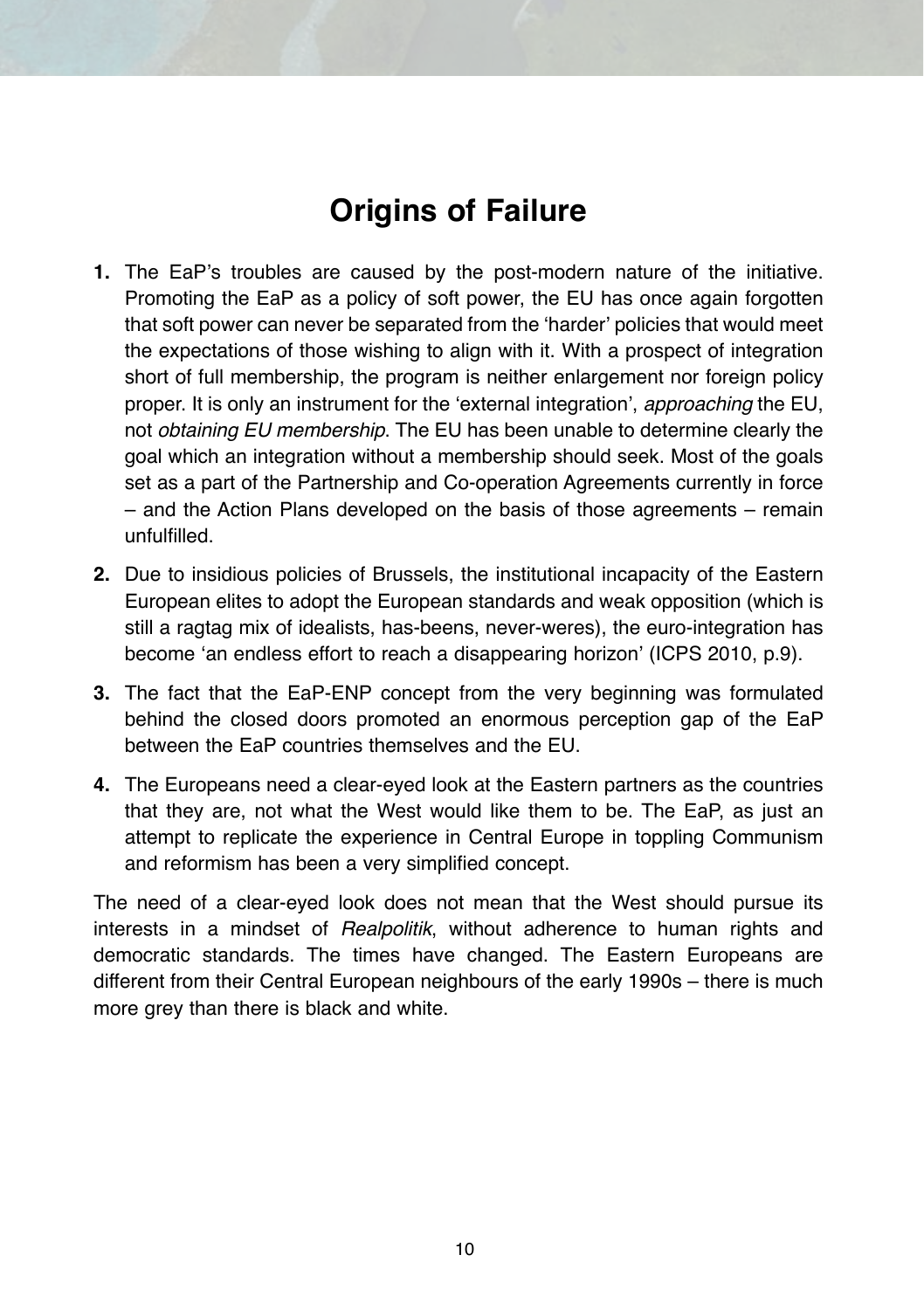# Origins of Failure

1. The EaP's troubles are caused by the post-modern nature of the initiative. Promoting the EaP as a policy of soft power, the EU has once again forgotten that soft power can never be separated from the 'harder' policies that would meet the expectations of those wishing to align with it. With a prospect of integration short of full membership, the program is neither enlargement nor foreign policy proper. It is only an instrument for the 'external integration', *approaching* the EU, not *obtaining EU membership*. The EU has been unable to determine clearly the goal which an integration without a membership should seek. Most of the goals set as a part of the Partnership and Co-operation Agreements currently in force – and the Action Plans developed on the basis of those agreements – remain unfulfilled.

2. Due to insidious policies of Brussels, the institutional incapacity of the Eastern European elites to adopt the European standards and weak opposition (which is still a ragtag mix of idealists, has-beens, never-weres), the euro-integration has become 'an endless effort to reach a disappearing horizon' (ICPS 2010, p.9).

3. The fact that the EaP-ENP concept from the very beginning was formulated behind the closed doors promoted an enormous perception gap of the EaP between the EaP countries themselves and the EU.

4. The Europeans need a clear-eyed look at the Eastern partners as the countries that they are, not what the West would like them to be. The EaP, as just an attempt to replicate the experience in Central Europe in toppling Communism and reformism has been a very simplified concept.

The need of a clear-eyed look does not mean that the West should pursue its interests in a mindset of *Realpolitik*, without adherence to human rights and democratic standards. The times have changed. The Eastern Europeans are different from their Central European neighbours of the early 1990s – there is much more grey than there is black and white.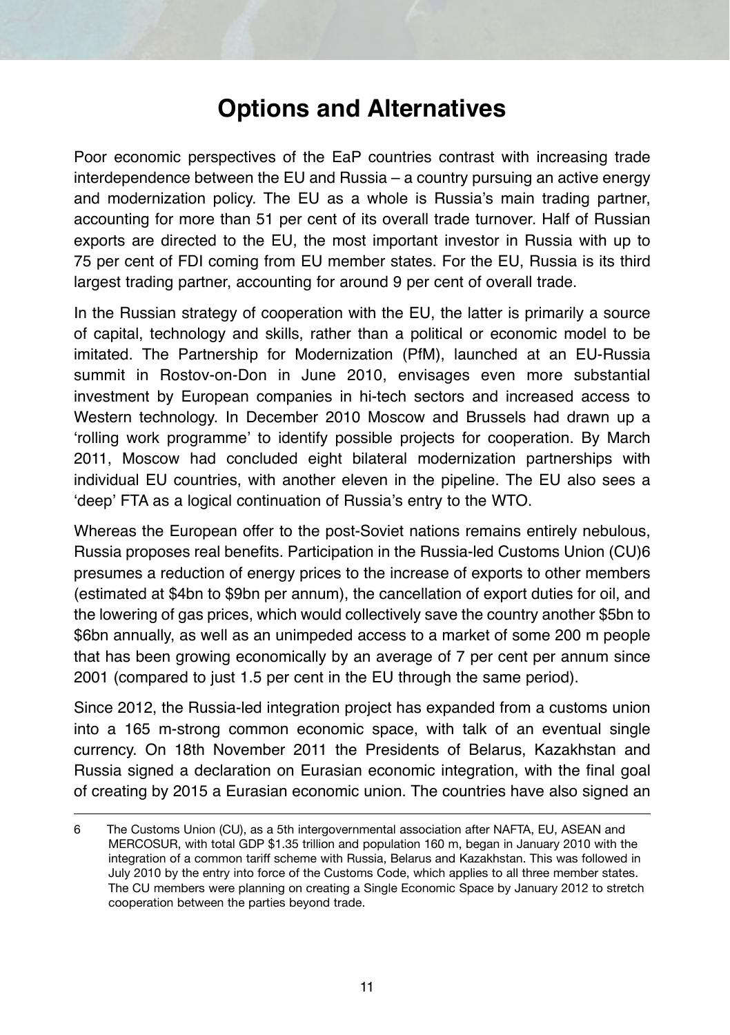# Options and Alternatives

Poor economic perspectives of the EaP countries contrast with increasing trade interdependence between the EU and Russia – a country pursuing an active energy and modernization policy. The EU as a whole is Russia's main trading partner, accounting for more than 51 per cent of its overall trade turnover. Half of Russian exports are directed to the EU, the most important investor in Russia with up to 75 per cent of FDI coming from EU member states. For the EU, Russia is its third largest trading partner, accounting for around 9 per cent of overall trade.

In the Russian strategy of cooperation with the EU, the latter is primarily a source of capital, technology and skills, rather than a political or economic model to be imitated. The Partnership for Modernization (PfM), launched at an EU-Russia summit in Rostov-on-Don in June 2010, envisages even more substantial investment by European companies in hi-tech sectors and increased access to Western technology. In December 2010 Moscow and Brussels had drawn up a 'rolling work programme' to identify possible projects for cooperation. By March 2011, Moscow had concluded eight bilateral modernization partnerships with individual EU countries, with another eleven in the pipeline. The EU also sees a 'deep' FTA as a logical continuation of Russia's entry to the WTO.

Whereas the European offer to the post-Soviet nations remains entirely nebulous, Russia proposes real benefits. Participation in the Russia-led Customs Union (CU)[6] presumes a reduction of energy prices to the increase of exports to other members (estimated at \$4bn to \$9bn per annum), the cancellation of export duties for oil, and the lowering of gas prices, which would collectively save the country another \$5bn to \$6bn annually, as well as an unimpeded access to a market of some 200 m people that has been growing economically by an average of 7 per cent per annum since 2001 (compared to just 1.5 per cent in the EU through the same period).

Since 2012, the Russia-led integration project has expanded from a customs union into a 165 m-strong common economic space, with talk of an eventual single currency. On 18th November 2011 the Presidents of Belarus, Kazakhstan and Russia signed a declaration on Eurasian economic integration, with the final goal of creating by 2015 a Eurasian economic union. The countries have also signed an

---

6 The Customs Union (CU), as a 5th intergovernmental association after NAFTA, EU, ASEAN and MERCOSUR, with total GDP \$1.35 trillion and population 160 m, began in January 2010 with the integration of a common tariff scheme with Russia, Belarus and Kazakhstan. This was followed in July 2010 by the entry into force of the Customs Code, which applies to all three member states. The CU members were planning on creating a Single Economic Space by January 2012 to stretch cooperation between the parties beyond trade.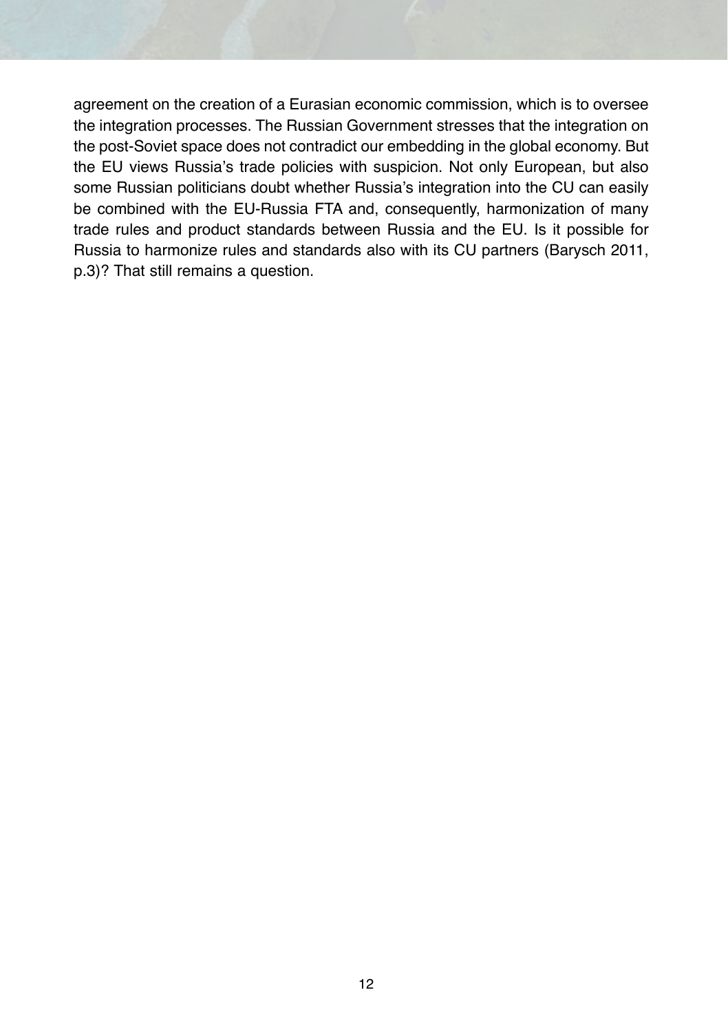agreement on the creation of a Eurasian economic commission, which is to oversee the integration processes. The Russian Government stresses that the integration on the post-Soviet space does not contradict our embedding in the global economy. But the EU views Russia's trade policies with suspicion. Not only European, but also some Russian politicians doubt whether Russia's integration into the CU can easily be combined with the EU-Russia FTA and, consequently, harmonization of many trade rules and product standards between Russia and the EU. Is it possible for Russia to harmonize rules and standards also with its CU partners (Barysch 2011, p.3)? That still remains a question.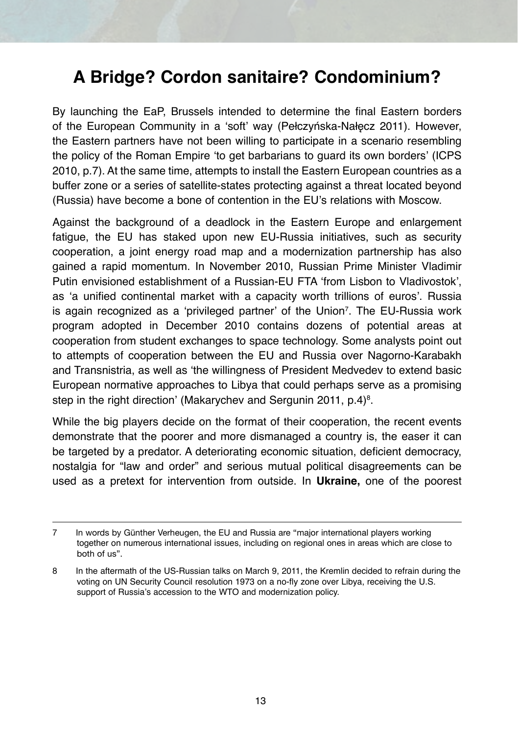## A Bridge? Cordon sanitaire? Condominium?

By launching the EaP, Brussels intended to determine the final Eastern borders of the European Community in a 'soft' way (Pełczyńska-Nałęcz 2011). However, the Eastern partners have not been willing to participate in a scenario resembling the policy of the Roman Empire 'to get barbarians to guard its own borders' (ICPS 2010, p.7). At the same time, attempts to install the Eastern European countries as a buffer zone or a series of satellite-states protecting against a threat located beyond (Russia) have become a bone of contention in the EU's relations with Moscow.

Against the background of a deadlock in the Eastern Europe and enlargement fatigue, the EU has staked upon new EU-Russia initiatives, such as security cooperation, a joint energy road map and a modernization partnership has also gained a rapid momentum. In November 2010, Russian Prime Minister Vladimir Putin envisioned establishment of a Russian-EU FTA 'from Lisbon to Vladivostok', as 'a unified continental market with a capacity worth trillions of euros'. Russia is again recognized as a 'privileged partner' of the Union[7]. The EU-Russia work program adopted in December 2010 contains dozens of potential areas at cooperation from student exchanges to space technology. Some analysts point out to attempts of cooperation between the EU and Russia over Nagorno-Karabakh and Transnistria, as well as 'the willingness of President Medvedev to extend basic European normative approaches to Libya that could perhaps serve as a promising step in the right direction' (Makarychev and Sergunin 2011, p.4)[8].

While the big players decide on the format of their cooperation, the recent events demonstrate that the poorer and more dismanaged a country is, the easer it can be targeted by a predator. A deteriorating economic situation, deficient democracy, nostalgia for "law and order" and serious mutual political disagreements can be used as a pretext for intervention from outside. In **Ukraine,** one of the poorest

---

7 In words by Günther Verheugen, the EU and Russia are "major international players working together on numerous international issues, including on regional ones in areas which are close to both of us".

8 In the aftermath of the US-Russian talks on March 9, 2011, the Kremlin decided to refrain during the voting on UN Security Council resolution 1973 on a no-fly zone over Libya, receiving the U.S. support of Russia's accession to the WTO and modernization policy.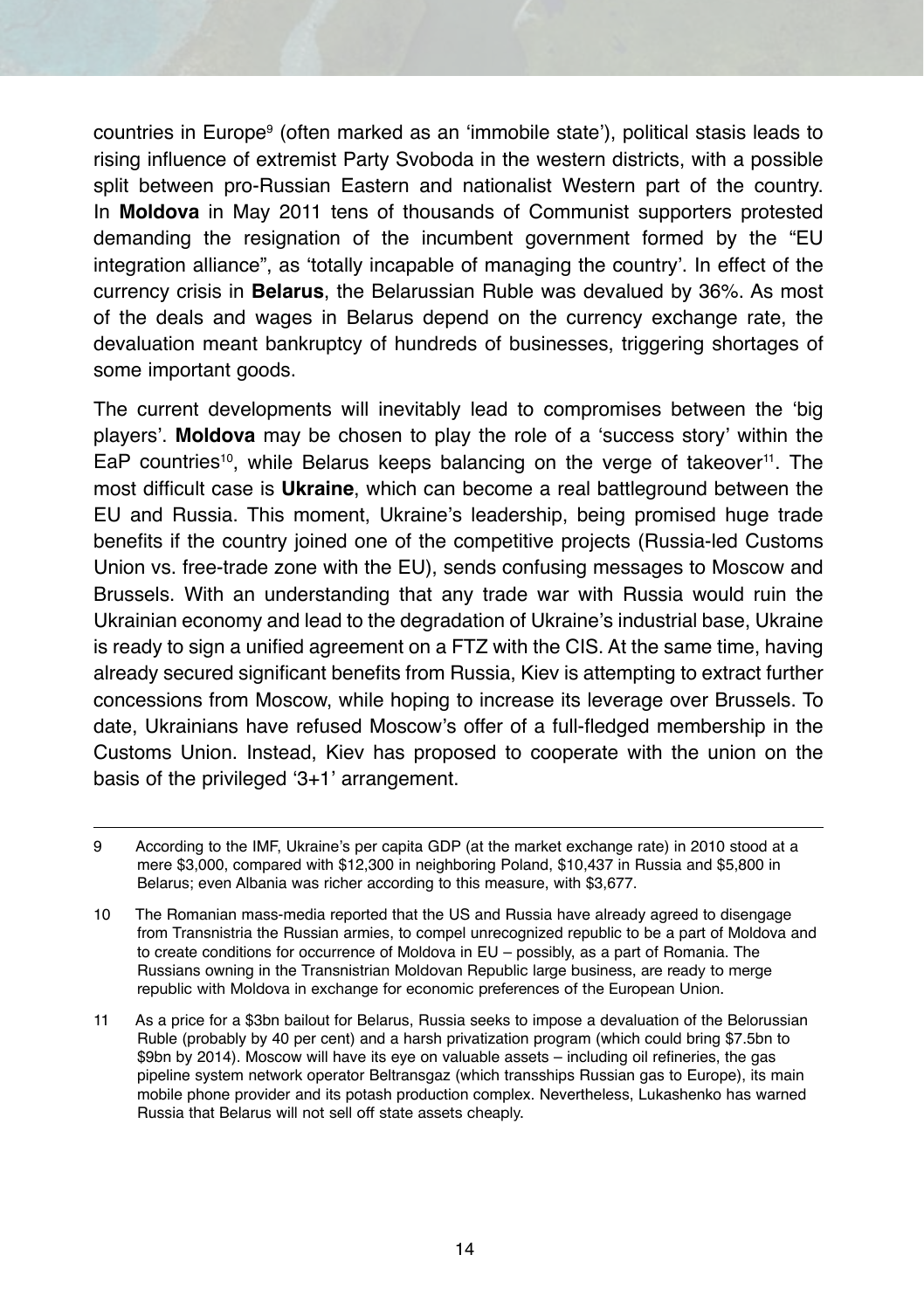countries in Europe[9] (often marked as an 'immobile state'), political stasis leads to rising influence of extremist Party Svoboda in the western districts, with a possible split between pro-Russian Eastern and nationalist Western part of the country. In **Moldova** in May 2011 tens of thousands of Communist supporters protested demanding the resignation of the incumbent government formed by the "EU integration alliance", as 'totally incapable of managing the country'. In effect of the currency crisis in **Belarus**, the Belarussian Ruble was devalued by 36%. As most of the deals and wages in Belarus depend on the currency exchange rate, the devaluation meant bankruptcy of hundreds of businesses, triggering shortages of some important goods.

The current developments will inevitably lead to compromises between the 'big players'. **Moldova** may be chosen to play the role of a 'success story' within the EaP countries[10], while Belarus keeps balancing on the verge of takeover[11]. The most difficult case is **Ukraine**, which can become a real battleground between the EU and Russia. This moment, Ukraine's leadership, being promised huge trade benefits if the country joined one of the competitive projects (Russia-led Customs Union vs. free-trade zone with the EU), sends confusing messages to Moscow and Brussels. With an understanding that any trade war with Russia would ruin the Ukrainian economy and lead to the degradation of Ukraine's industrial base, Ukraine is ready to sign a unified agreement on a FTZ with the CIS. At the same time, having already secured significant benefits from Russia, Kiev is attempting to extract further concessions from Moscow, while hoping to increase its leverage over Brussels. To date, Ukrainians have refused Moscow's offer of a full-fledged membership in the Customs Union. Instead, Kiev has proposed to cooperate with the union on the basis of the privileged '3+1' arrangement.

---

9 According to the IMF, Ukraine's per capita GDP (at the market exchange rate) in 2010 stood at a mere $3,000, compared with $12,300 in neighboring Poland, $10,437 in Russia and $5,800 in Belarus; even Albania was richer according to this measure, with $3,677.

10 The Romanian mass-media reported that the US and Russia have already agreed to disengage from Transnistria the Russian armies, to compel unrecognized republic to be a part of Moldova and to create conditions for occurrence of Moldova in EU – possibly, as a part of Romania. The Russians owning in the Transnistrian Moldovan Republic large business, are ready to merge republic with Moldova in exchange for economic preferences of the European Union.

11 As a price for a $3bn bailout for Belarus, Russia seeks to impose a devaluation of the Belorussian Ruble (probably by 40 per cent) and a harsh privatization program (which could bring $7.5bn to $9bn by 2014). Moscow will have its eye on valuable assets – including oil refineries, the gas pipeline system network operator Beltransgaz (which transships Russian gas to Europe), its main mobile phone provider and its potash production complex. Nevertheless, Lukashenko has warned Russia that Belarus will not sell off state assets cheaply.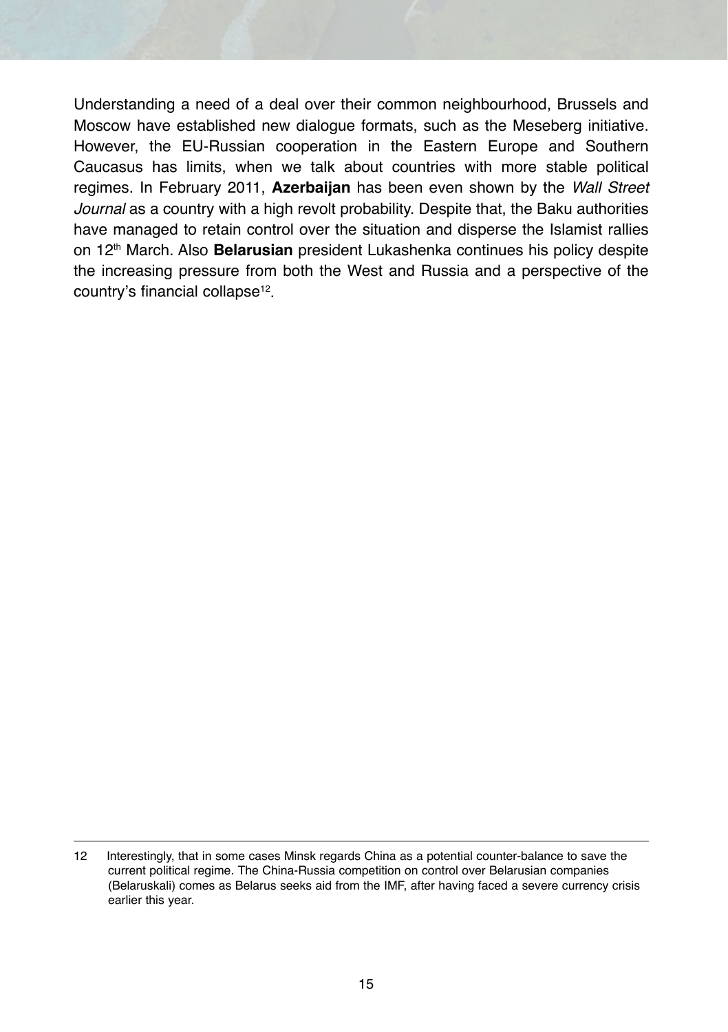Understanding a need of a deal over their common neighbourhood, Brussels and Moscow have established new dialogue formats, such as the Meseberg initiative. However, the EU-Russian cooperation in the Eastern Europe and Southern Caucasus has limits, when we talk about countries with more stable political regimes. In February 2011, **Azerbaijan** has been even shown by the *Wall Street Journal* as a country with a high revolt probability. Despite that, the Baku authorities have managed to retain control over the situation and disperse the Islamist rallies on 12th March. Also **Belarusian** president Lukashenka continues his policy despite the increasing pressure from both the West and Russia and a perspective of the country's financial collapse[12].

---

12 Interestingly, that in some cases Minsk regards China as a potential counter-balance to save the current political regime. The China-Russia competition on control over Belarusian companies (Belaruskali) comes as Belarus seeks aid from the IMF, after having faced a severe currency crisis earlier this year.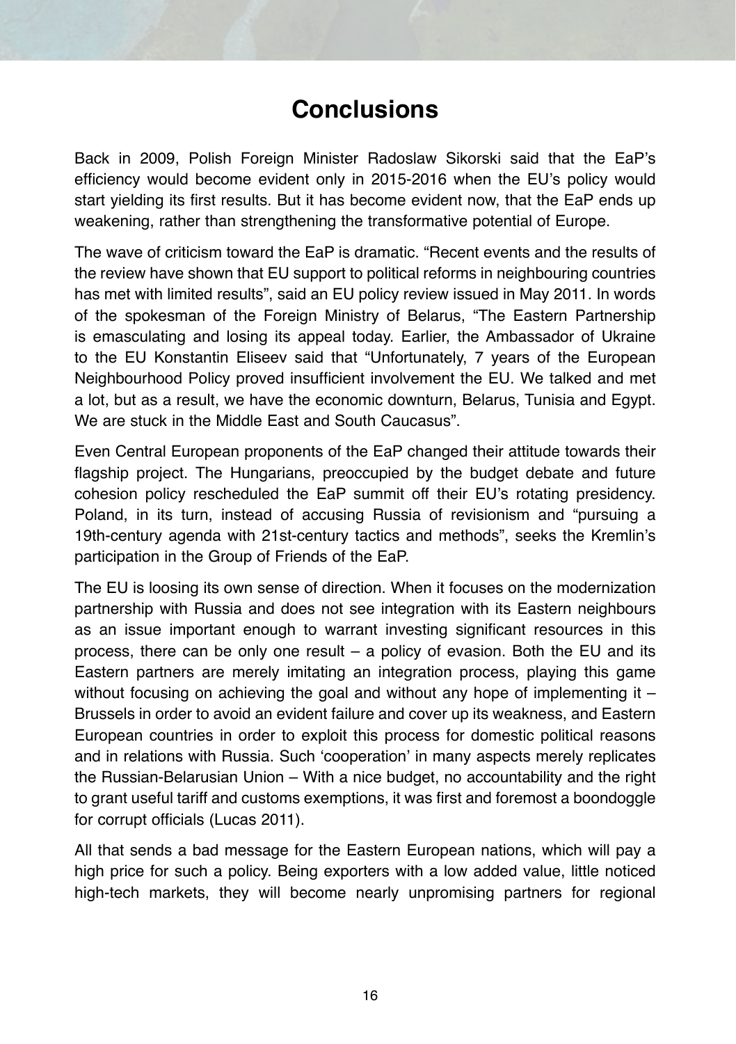# Conclusions

Back in 2009, Polish Foreign Minister Radoslaw Sikorski said that the EaP's efficiency would become evident only in 2015-2016 when the EU's policy would start yielding its first results. But it has become evident now, that the EaP ends up weakening, rather than strengthening the transformative potential of Europe.

The wave of criticism toward the EaP is dramatic. "Recent events and the results of the review have shown that EU support to political reforms in neighbouring countries has met with limited results", said an EU policy review issued in May 2011. In words of the spokesman of the Foreign Ministry of Belarus, "The Eastern Partnership is emasculating and losing its appeal today. Earlier, the Ambassador of Ukraine to the EU Konstantin Eliseev said that "Unfortunately, 7 years of the European Neighbourhood Policy proved insufficient involvement the EU. We talked and met a lot, but as a result, we have the economic downturn, Belarus, Tunisia and Egypt. We are stuck in the Middle East and South Caucasus".

Even Central European proponents of the EaP changed their attitude towards their flagship project. The Hungarians, preoccupied by the budget debate and future cohesion policy rescheduled the EaP summit off their EU's rotating presidency. Poland, in its turn, instead of accusing Russia of revisionism and "pursuing a 19th-century agenda with 21st-century tactics and methods", seeks the Kremlin's participation in the Group of Friends of the EaP.

The EU is loosing its own sense of direction. When it focuses on the modernization partnership with Russia and does not see integration with its Eastern neighbours as an issue important enough to warrant investing significant resources in this process, there can be only one result – a policy of evasion. Both the EU and its Eastern partners are merely imitating an integration process, playing this game without focusing on achieving the goal and without any hope of implementing it – Brussels in order to avoid an evident failure and cover up its weakness, and Eastern European countries in order to exploit this process for domestic political reasons and in relations with Russia. Such 'cooperation' in many aspects merely replicates the Russian-Belarusian Union – With a nice budget, no accountability and the right to grant useful tariff and customs exemptions, it was first and foremost a boondoggle for corrupt officials (Lucas 2011).

All that sends a bad message for the Eastern European nations, which will pay a high price for such a policy. Being exporters with a low added value, little noticed high-tech markets, they will become nearly unpromising partners for regional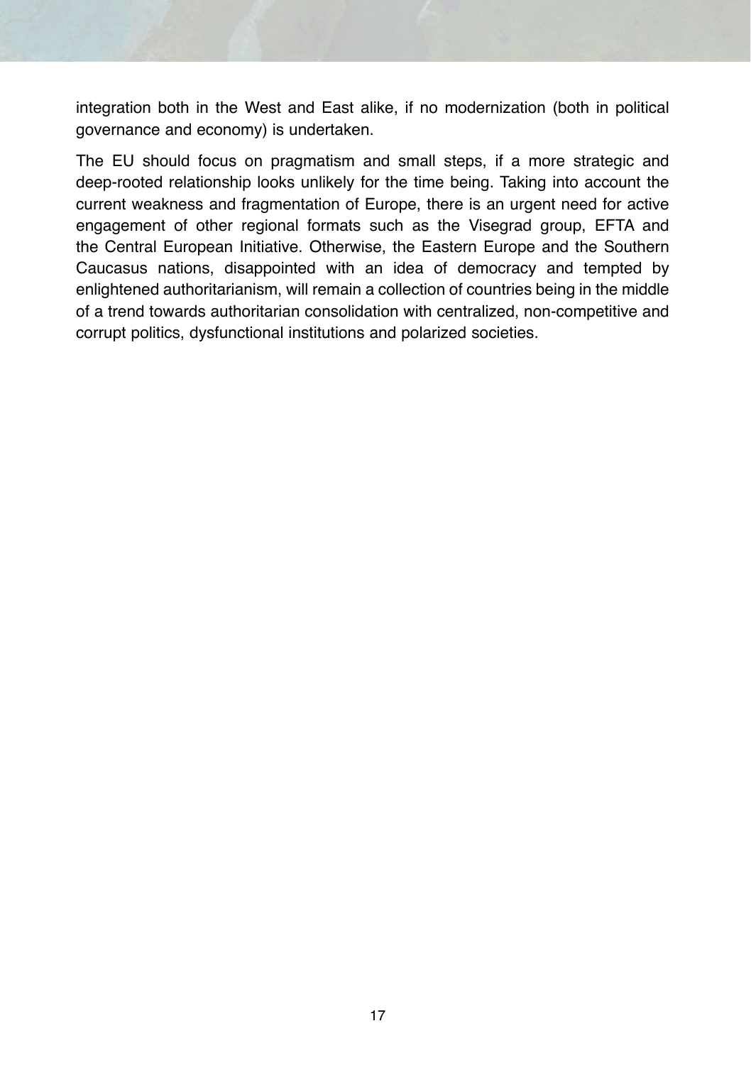integration both in the West and East alike, if no modernization (both in political governance and economy) is undertaken.

The EU should focus on pragmatism and small steps, if a more strategic and deep-rooted relationship looks unlikely for the time being. Taking into account the current weakness and fragmentation of Europe, there is an urgent need for active engagement of other regional formats such as the Visegrad group, EFTA and the Central European Initiative. Otherwise, the Eastern Europe and the Southern Caucasus nations, disappointed with an idea of democracy and tempted by enlightened authoritarianism, will remain a collection of countries being in the middle of a trend towards authoritarian consolidation with centralized, non-competitive and corrupt politics, dysfunctional institutions and polarized societies.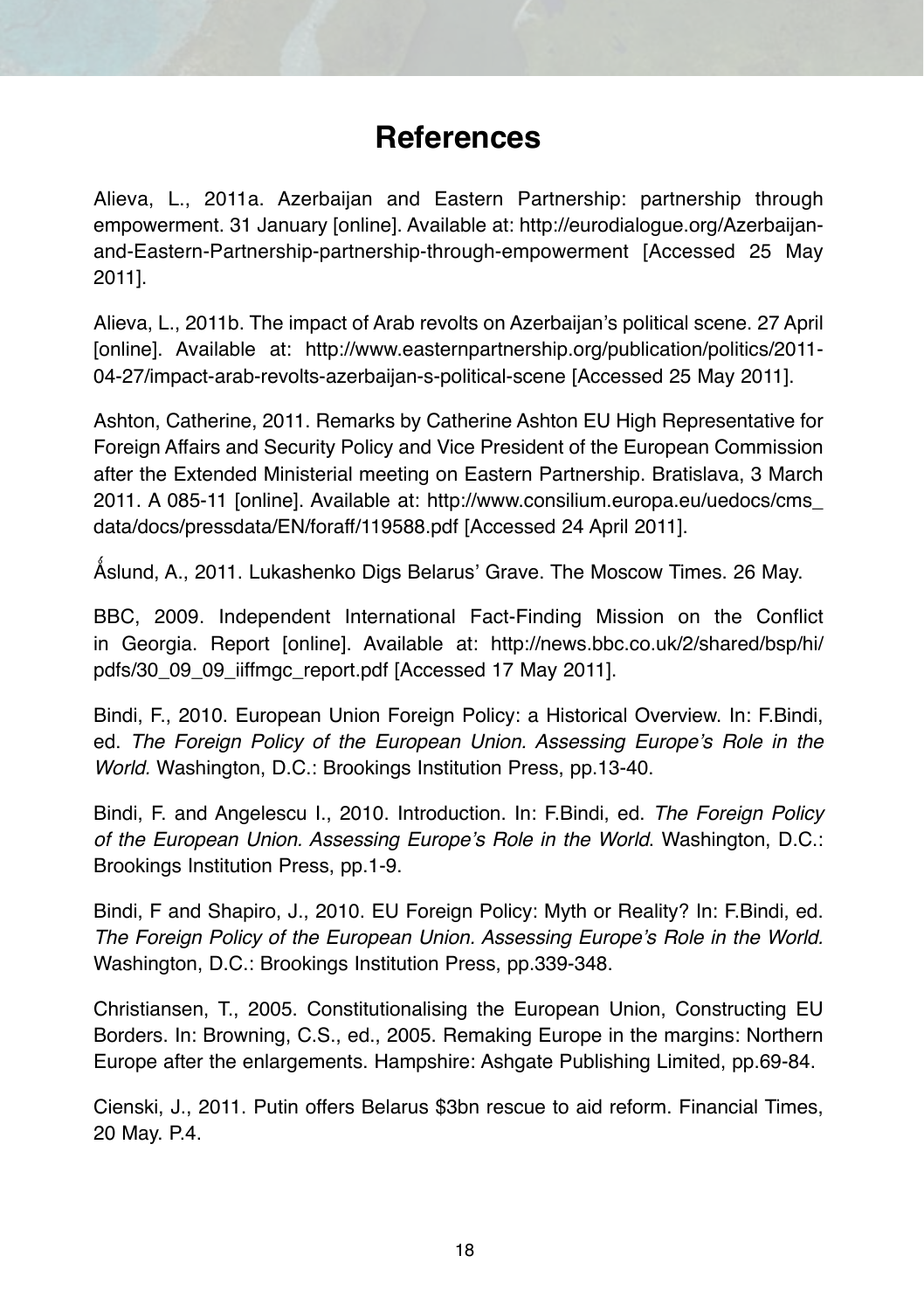# References

Alieva, L., 2011a. Azerbaijan and Eastern Partnership: partnership through empowerment. 31 January [online]. Available at: http://eurodialogue.org/Azerbaijan-and-Eastern-Partnership-partnership-through-empowerment [Accessed 25 May 2011].

Alieva, L., 2011b. The impact of Arab revolts on Azerbaijan's political scene. 27 April [online]. Available at: http://www.easternpartnership.org/publication/politics/2011-04-27/impact-arab-revolts-azerbaijan-s-political-scene [Accessed 25 May 2011].

Ashton, Catherine, 2011. Remarks by Catherine Ashton EU High Representative for Foreign Affairs and Security Policy and Vice President of the European Commission after the Extended Ministerial meeting on Eastern Partnership. Bratislava, 3 March 2011. A 085-11 [online]. Available at: http://www.consilium.europa.eu/uedocs/cms_data/docs/pressdata/EN/foraff/119588.pdf [Accessed 24 April 2011].

Åslund, A., 2011. Lukashenko Digs Belarus' Grave. The Moscow Times. 26 May.

BBC, 2009. Independent International Fact-Finding Mission on the Conflict in Georgia. Report [online]. Available at: http://news.bbc.co.uk/2/shared/bsp/hi/pdfs/30_09_09_iiffmgc_report.pdf [Accessed 17 May 2011].

Bindi, F., 2010. European Union Foreign Policy: a Historical Overview. In: F.Bindi, ed. *The Foreign Policy of the European Union. Assessing Europe's Role in the World.* Washington, D.C.: Brookings Institution Press, pp.13-40.

Bindi, F. and Angelescu I., 2010. Introduction. In: F.Bindi, ed. *The Foreign Policy of the European Union. Assessing Europe's Role in the World*. Washington, D.C.: Brookings Institution Press, pp.1-9.

Bindi, F and Shapiro, J., 2010. EU Foreign Policy: Myth or Reality? In: F.Bindi, ed. *The Foreign Policy of the European Union. Assessing Europe's Role in the World.* Washington, D.C.: Brookings Institution Press, pp.339-348.

Christiansen, T., 2005. Constitutionalising the European Union, Constructing EU Borders. In: Browning, C.S., ed., 2005. Remaking Europe in the margins: Northern Europe after the enlargements. Hampshire: Ashgate Publishing Limited, pp.69-84.

Cienski, J., 2011. Putin offers Belarus $3bn rescue to aid reform. Financial Times, 20 May. P.4.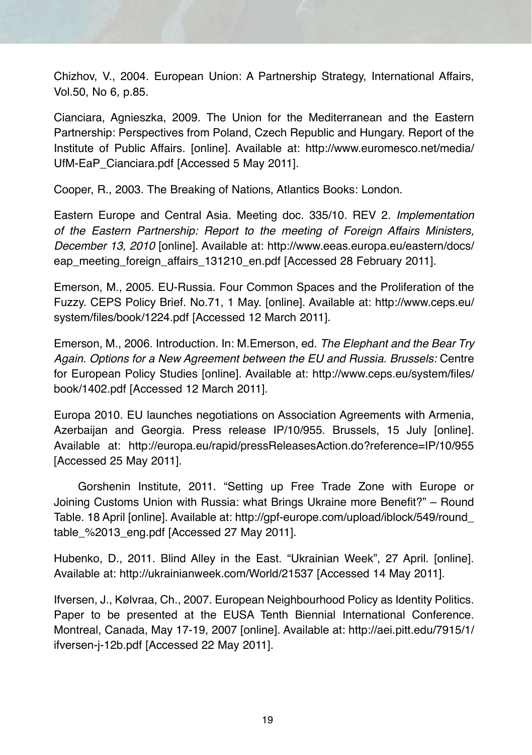Chizhov, V., 2004. European Union: A Partnership Strategy, International Affairs, Vol.50, No 6, p.85.

Cianciara, Agnieszka, 2009. The Union for the Mediterranean and the Eastern Partnership: Perspectives from Poland, Czech Republic and Hungary. Report of the Institute of Public Affairs. [online]. Available at: http://www.euromesco.net/media/UfM-EaP_Cianciara.pdf [Accessed 5 May 2011].

Cooper, R., 2003. The Breaking of Nations, Atlantics Books: London.

Eastern Europe and Central Asia. Meeting doc. 335/10. REV 2. *Implementation of the Eastern Partnership: Report to the meeting of Foreign Affairs Ministers, December 13, 2010* [online]. Available at: http://www.eeas.europa.eu/eastern/docs/eap_meeting_foreign_affairs_131210_en.pdf [Accessed 28 February 2011].

Emerson, M., 2005. EU-Russia. Four Common Spaces and the Proliferation of the Fuzzy. CEPS Policy Brief. No.71, 1 May. [online]. Available at: http://www.ceps.eu/system/files/book/1224.pdf [Accessed 12 March 2011].

Emerson, M., 2006. Introduction. In: M.Emerson, ed. *The Elephant and the Bear Try Again. Options for a New Agreement between the EU and Russia. Brussels:* Centre for European Policy Studies [online]. Available at: http://www.ceps.eu/system/files/book/1402.pdf [Accessed 12 March 2011].

Europa 2010. EU launches negotiations on Association Agreements with Armenia, Azerbaijan and Georgia. Press release IP/10/955. Brussels, 15 July [online]. Available at: http://europa.eu/rapid/pressReleasesAction.do?reference=IP/10/955 [Accessed 25 May 2011].

Gorshenin Institute, 2011. "Setting up Free Trade Zone with Europe or Joining Customs Union with Russia: what Brings Ukraine more Benefit?" – Round Table. 18 April [online]. Available at: http://gpf-europe.com/upload/iblock/549/round_table_%2013_eng.pdf [Accessed 27 May 2011].

Hubenko, D., 2011. Blind Alley in the East. "Ukrainian Week", 27 April. [online]. Available at: http://ukrainianweek.com/World/21537 [Accessed 14 May 2011].

Ifversen, J., Kølvraa, Ch., 2007. European Neighbourhood Policy as Identity Politics. Paper to be presented at the EUSA Tenth Biennial International Conference. Montreal, Canada, May 17-19, 2007 [online]. Available at: http://aei.pitt.edu/7915/1/ifversen-j-12b.pdf [Accessed 22 May 2011].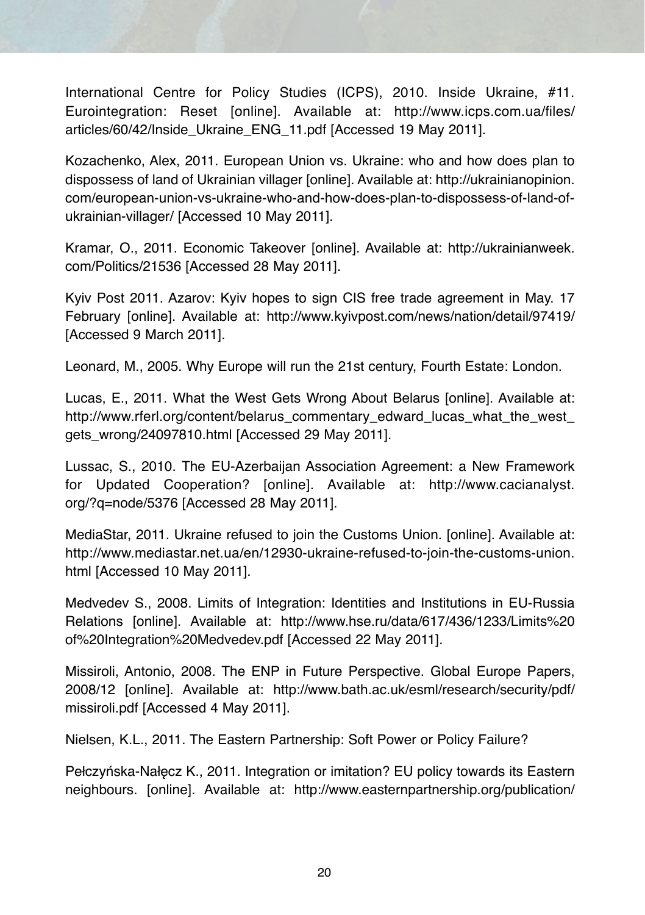International Centre for Policy Studies (ICPS), 2010. Inside Ukraine, #11. Eurointegration: Reset [online]. Available at: http://www.icps.com.ua/files/articles/60/42/Inside_Ukraine_ENG_11.pdf [Accessed 19 May 2011].

Kozachenko, Alex, 2011. European Union vs. Ukraine: who and how does plan to dispossess of land of Ukrainian villager [online]. Available at: http://ukrainianopinion.com/european-union-vs-ukraine-who-and-how-does-plan-to-dispossess-of-land-of-ukrainian-villager/ [Accessed 10 May 2011].

Kramar, O., 2011. Economic Takeover [online]. Available at: http://ukrainianweek.com/Politics/21536 [Accessed 28 May 2011].

Kyiv Post 2011. Azarov: Kyiv hopes to sign CIS free trade agreement in May. 17 February [online]. Available at: http://www.kyivpost.com/news/nation/detail/97419/ [Accessed 9 March 2011].

Leonard, M., 2005. Why Europe will run the 21st century, Fourth Estate: London.

Lucas, E., 2011. What the West Gets Wrong About Belarus [online]. Available at: http://www.rferl.org/content/belarus_commentary_edward_lucas_what_the_west_gets_wrong/24097810.html [Accessed 29 May 2011].

Lussac, S., 2010. The EU-Azerbaijan Association Agreement: a New Framework for Updated Cooperation? [online]. Available at: http://www.cacianalyst.org/?q=node/5376 [Accessed 28 May 2011].

MediaStar, 2011. Ukraine refused to join the Customs Union. [online]. Available at: http://www.mediastar.net.ua/en/12930-ukraine-refused-to-join-the-customs-union.html [Accessed 10 May 2011].

Medvedev S., 2008. Limits of Integration: Identities and Institutions in EU-Russia Relations [online]. Available at: http://www.hse.ru/data/617/436/1233/Limits%20of%20Integration%20Medvedev.pdf [Accessed 22 May 2011].

Missiroli, Antonio, 2008. The ENP in Future Perspective. Global Europe Papers, 2008/12 [online]. Available at: http://www.bath.ac.uk/esml/research/security/pdf/missiroli.pdf [Accessed 4 May 2011].

Nielsen, K.L., 2011. The Eastern Partnership: Soft Power or Policy Failure?

Pełczyńska-Nałęcz K., 2011. Integration or imitation? EU policy towards its Eastern neighbours. [online]. Available at: http://www.easternpartnership.org/publication/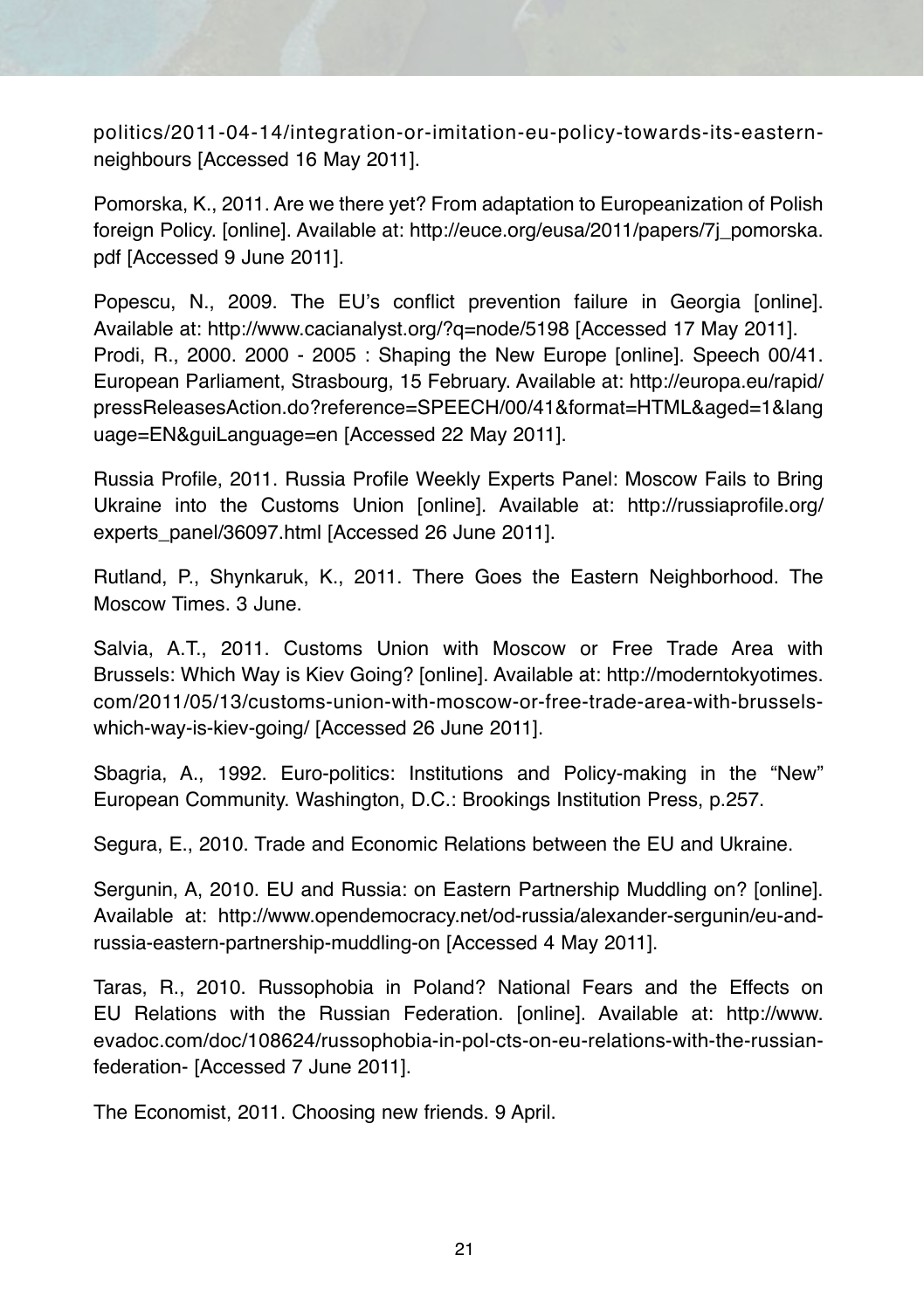politics/2011-04-14/integration-or-imitation-eu-policy-towards-its-eastern-neighbours [Accessed 16 May 2011].

Pomorska, K., 2011. Are we there yet? From adaptation to Europeanization of Polish foreign Policy. [online]. Available at: http://euce.org/eusa/2011/papers/7j_pomorska.pdf [Accessed 9 June 2011].

Popescu, N., 2009. The EU's conflict prevention failure in Georgia [online]. Available at: http://www.cacianalyst.org/?q=node/5198 [Accessed 17 May 2011].
Prodi, R., 2000. 2000 - 2005 : Shaping the New Europe [online]. Speech 00/41. European Parliament, Strasbourg, 15 February. Available at: http://europa.eu/rapid/pressReleasesAction.do?reference=SPEECH/00/41&format=HTML&aged=1&language=EN&guiLanguage=en [Accessed 22 May 2011].

Russia Profile, 2011. Russia Profile Weekly Experts Panel: Moscow Fails to Bring Ukraine into the Customs Union [online]. Available at: http://russiaprofile.org/experts_panel/36097.html [Accessed 26 June 2011].

Rutland, P., Shynkaruk, K., 2011. There Goes the Eastern Neighborhood. The Moscow Times. 3 June.

Salvia, A.T., 2011. Customs Union with Moscow or Free Trade Area with Brussels: Which Way is Kiev Going? [online]. Available at: http://moderntokyotimes.com/2011/05/13/customs-union-with-moscow-or-free-trade-area-with-brussels-which-way-is-kiev-going/ [Accessed 26 June 2011].

Sbagria, A., 1992. Euro-politics: Institutions and Policy-making in the "New" European Community. Washington, D.C.: Brookings Institution Press, p.257.

Segura, E., 2010. Trade and Economic Relations between the EU and Ukraine.

Sergunin, A, 2010. EU and Russia: on Eastern Partnership Muddling on? [online]. Available at: http://www.opendemocracy.net/od-russia/alexander-sergunin/eu-and-russia-eastern-partnership-muddling-on [Accessed 4 May 2011].

Taras, R., 2010. Russophobia in Poland? National Fears and the Effects on EU Relations with the Russian Federation. [online]. Available at: http://www.evadoc.com/doc/108624/russophobia-in-pol-cts-on-eu-relations-with-the-russian-federation- [Accessed 7 June 2011].

The Economist, 2011. Choosing new friends. 9 April.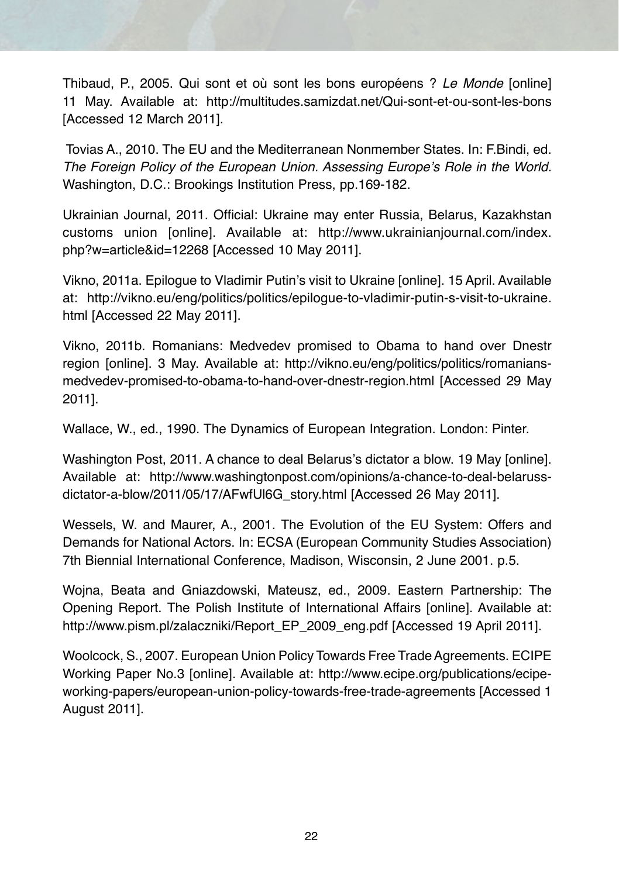Thibaud, P., 2005. Qui sont et où sont les bons européens ? *Le Monde* [online] 11 May. Available at: http://multitudes.samizdat.net/Qui-sont-et-ou-sont-les-bons [Accessed 12 March 2011].

Tovias A., 2010. The EU and the Mediterranean Nonmember States. In: F.Bindi, ed. *The Foreign Policy of the European Union. Assessing Europe's Role in the World.* Washington, D.C.: Brookings Institution Press, pp.169-182.

Ukrainian Journal, 2011. Official: Ukraine may enter Russia, Belarus, Kazakhstan customs union [online]. Available at: http://www.ukrainianjournal.com/index.php?w=article&id=12268 [Accessed 10 May 2011].

Vikno, 2011a. Epilogue to Vladimir Putin's visit to Ukraine [online]. 15 April. Available at: http://vikno.eu/eng/politics/politics/epilogue-to-vladimir-putin-s-visit-to-ukraine.html [Accessed 22 May 2011].

Vikno, 2011b. Romanians: Medvedev promised to Obama to hand over Dnestr region [online]. 3 May. Available at: http://vikno.eu/eng/politics/politics/romanians-medvedev-promised-to-obama-to-hand-over-dnestr-region.html [Accessed 29 May 2011].

Wallace, W., ed., 1990. The Dynamics of European Integration. London: Pinter.

Washington Post, 2011. A chance to deal Belarus's dictator a blow. 19 May [online]. Available at: http://www.washingtonpost.com/opinions/a-chance-to-deal-belaruss-dictator-a-blow/2011/05/17/AFwfUl6G_story.html [Accessed 26 May 2011].

Wessels, W. and Maurer, A., 2001. The Evolution of the EU System: Offers and Demands for National Actors. In: ECSA (European Community Studies Association) 7th Biennial International Conference, Madison, Wisconsin, 2 June 2001. p.5.

Wojna, Beata and Gniazdowski, Mateusz, ed., 2009. Eastern Partnership: The Opening Report. The Polish Institute of International Affairs [online]. Available at: http://www.pism.pl/zalaczniki/Report_EP_2009_eng.pdf [Accessed 19 April 2011].

Woolcock, S., 2007. European Union Policy Towards Free Trade Agreements. ECIPE Working Paper No.3 [online]. Available at: http://www.ecipe.org/publications/ecipe-working-papers/european-union-policy-towards-free-trade-agreements [Accessed 1 August 2011].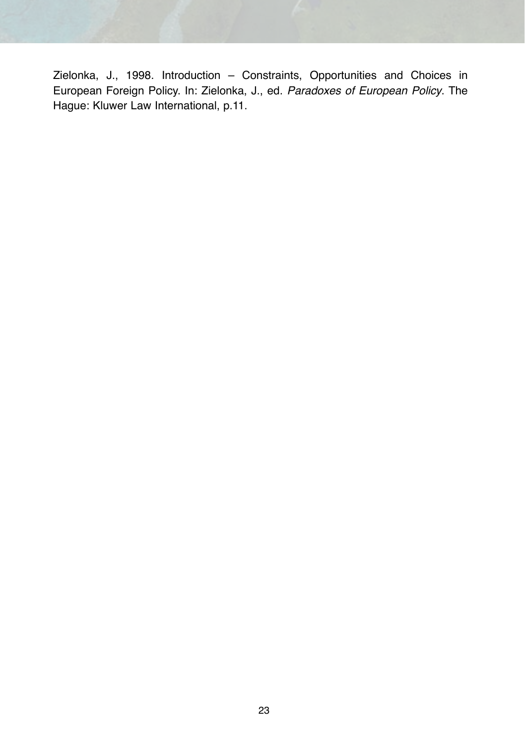Zielonka, J., 1998. Introduction – Constraints, Opportunities and Choices in European Foreign Policy. In: Zielonka, J., ed. *Paradoxes of European Policy*. The Hague: Kluwer Law International, p.11.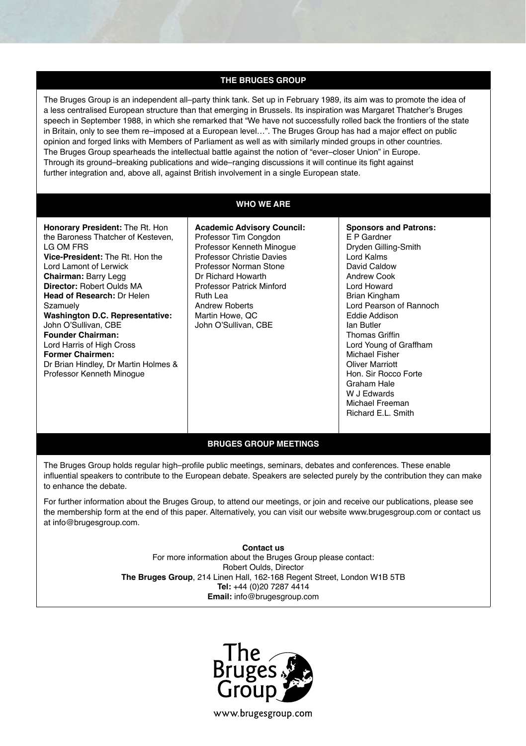## THE BRUGES GROUP

The Bruges Group is an independent all–party think tank. Set up in February 1989, its aim was to promote the idea of a less centralised European structure than that emerging in Brussels. Its inspiration was Margaret Thatcher's Bruges speech in September 1988, in which she remarked that "We have not successfully rolled back the frontiers of the state in Britain, only to see them re–imposed at a European level…". The Bruges Group has had a major effect on public opinion and forged links with Members of Parliament as well as with similarly minded groups in other countries. The Bruges Group spearheads the intellectual battle against the notion of "ever–closer Union" in Europe. Through its ground–breaking publications and wide–ranging discussions it will continue its fight against further integration and, above all, against British involvement in a single European state.

## WHO WE ARE

**Honorary President:** The Rt. Hon the Baroness Thatcher of Kesteven, LG OM FRS
**Vice-President:** The Rt. Hon the Lord Lamont of Lerwick
**Chairman:** Barry Legg
**Director:** Robert Oulds MA
**Head of Research:** Dr Helen Szamuely
**Washington D.C. Representative:** John O'Sullivan, CBE
**Founder Chairman:** Lord Harris of High Cross
**Former Chairmen:** Dr Brian Hindley, Dr Martin Holmes & Professor Kenneth Minogue

**Academic Advisory Council:**
Professor Tim Congdon
Professor Kenneth Minogue
Professor Christie Davies
Professor Norman Stone
Dr Richard Howarth
Professor Patrick Minford
Ruth Lea
Andrew Roberts
Martin Howe, QC
John O'Sullivan, CBE

**Sponsors and Patrons:**
E P Gardner
Dryden Gilling-Smith
Lord Kalms
David Caldow
Andrew Cook
Lord Howard
Brian Kingham
Lord Pearson of Rannoch
Eddie Addison
Ian Butler
Thomas Griffin
Lord Young of Graffham
Michael Fisher
Oliver Marriott
Hon. Sir Rocco Forte
Graham Hale
W J Edwards
Michael Freeman
Richard E.L. Smith

## BRUGES GROUP MEETINGS

The Bruges Group holds regular high–profile public meetings, seminars, debates and conferences. These enable influential speakers to contribute to the European debate. Speakers are selected purely by the contribution they can make to enhance the debate.

For further information about the Bruges Group, to attend our meetings, or join and receive our publications, please see the membership form at the end of this paper. Alternatively, you can visit our website www.brugesgroup.com or contact us at info@brugesgroup.com.

**Contact us**
For more information about the Bruges Group please contact:
Robert Oulds, Director
**The Bruges Group**, 214 Linen Hall, 162-168 Regent Street, London W1B 5TB
**Tel:** +44 (0)20 7287 4414
**Email:** info@brugesgroup.com

The Bruges Group

www.brugesgroup.com